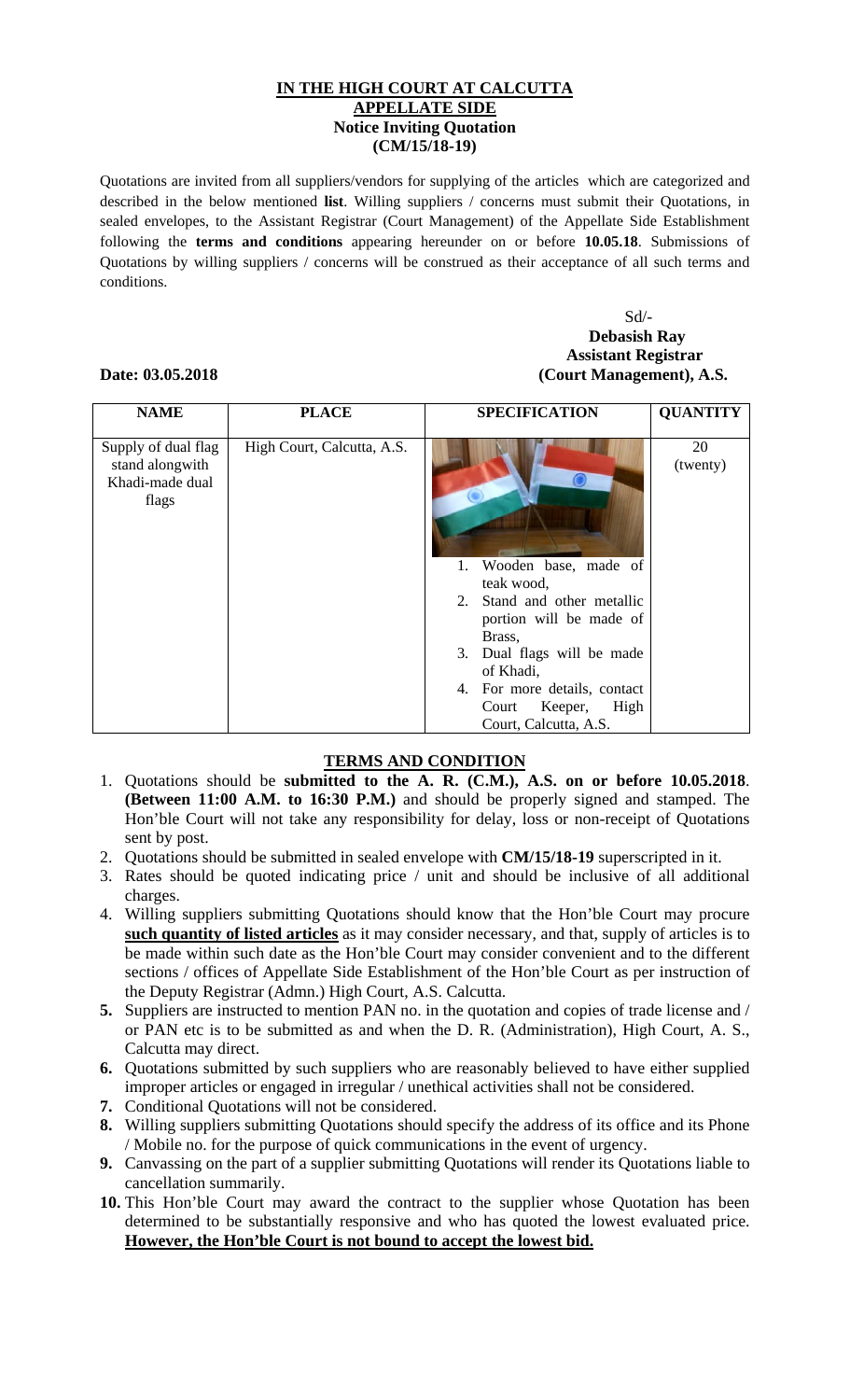# IN THE HIGH COURT AT CALCUTTA
## APPELLATE SIDE
### Notice Inviting Quotation
### (CM/15/18-19)

Quotations are invited from all suppliers/vendors for supplying of the articles which are categorized and described in the below mentioned **list**. Willing suppliers / concerns must submit their Quotations, in sealed envelopes, to the Assistant Registrar (Court Management) of the Appellate Side Establishment following the **terms and conditions** appearing hereunder on or before **10.05.18**. Submissions of Quotations by willing suppliers / concerns will be construed as their acceptance of all such terms and conditions.

Sd/-
**Debasish Ray**
**Assistant Registrar**
**(Court Management), A.S.**

**Date: 03.05.2018**

| NAME | PLACE | SPECIFICATION | QUANTITY |
|---|---|---|---|
| Supply of dual flag stand alongwith Khadi-made dual flags | High Court, Calcutta, A.S. | 1. Wooden base, made of teak wood, 2. Stand and other metallic portion will be made of Brass, 3. Dual flags will be made of Khadi, 4. For more details, contact Court Keeper, High Court, Calcutta, A.S. | 20 (twenty) |

## TERMS AND CONDITION

1. Quotations should be **submitted to the A. R. (C.M.), A.S. on or before 10.05.2018**. **(Between 11:00 A.M. to 16:30 P.M.)** and should be properly signed and stamped. The Hon'ble Court will not take any responsibility for delay, loss or non-receipt of Quotations sent by post.
2. Quotations should be submitted in sealed envelope with **CM/15/18-19** superscripted in it.
3. Rates should be quoted indicating price / unit and should be inclusive of all additional charges.
4. Willing suppliers submitting Quotations should know that the Hon'ble Court may procure **such quantity of listed articles** as it may consider necessary, and that, supply of articles is to be made within such date as the Hon'ble Court may consider convenient and to the different sections / offices of Appellate Side Establishment of the Hon'ble Court as per instruction of the Deputy Registrar (Admn.) High Court, A.S. Calcutta.
5. Suppliers are instructed to mention PAN no. in the quotation and copies of trade license and / or PAN etc is to be submitted as and when the D. R. (Administration), High Court, A. S., Calcutta may direct.
6. Quotations submitted by such suppliers who are reasonably believed to have either supplied improper articles or engaged in irregular / unethical activities shall not be considered.
7. Conditional Quotations will not be considered.
8. Willing suppliers submitting Quotations should specify the address of its office and its Phone / Mobile no. for the purpose of quick communications in the event of urgency.
9. Canvassing on the part of a supplier submitting Quotations will render its Quotations liable to cancellation summarily.
10. This Hon'ble Court may award the contract to the supplier whose Quotation has been determined to be substantially responsive and who has quoted the lowest evaluated price. **However, the Hon'ble Court is not bound to accept the lowest bid.**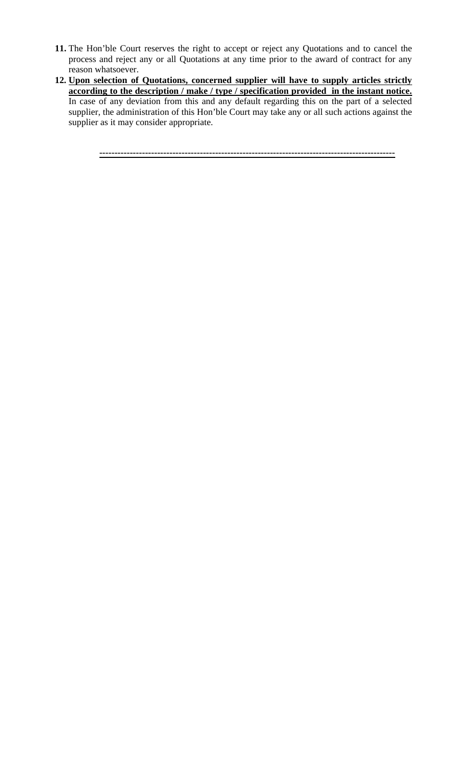11. The Hon'ble Court reserves the right to accept or reject any Quotations and to cancel the process and reject any or all Quotations at any time prior to the award of contract for any reason whatsoever.
12. **<u>Upon selection of Quotations, concerned supplier will have to supply articles strictly according to the description / make / type / specification provided in the instant notice.</u>** In case of any deviation from this and any default regarding this on the part of a selected supplier, the administration of this Hon'ble Court may take any or all such actions against the supplier as it may consider appropriate.

---